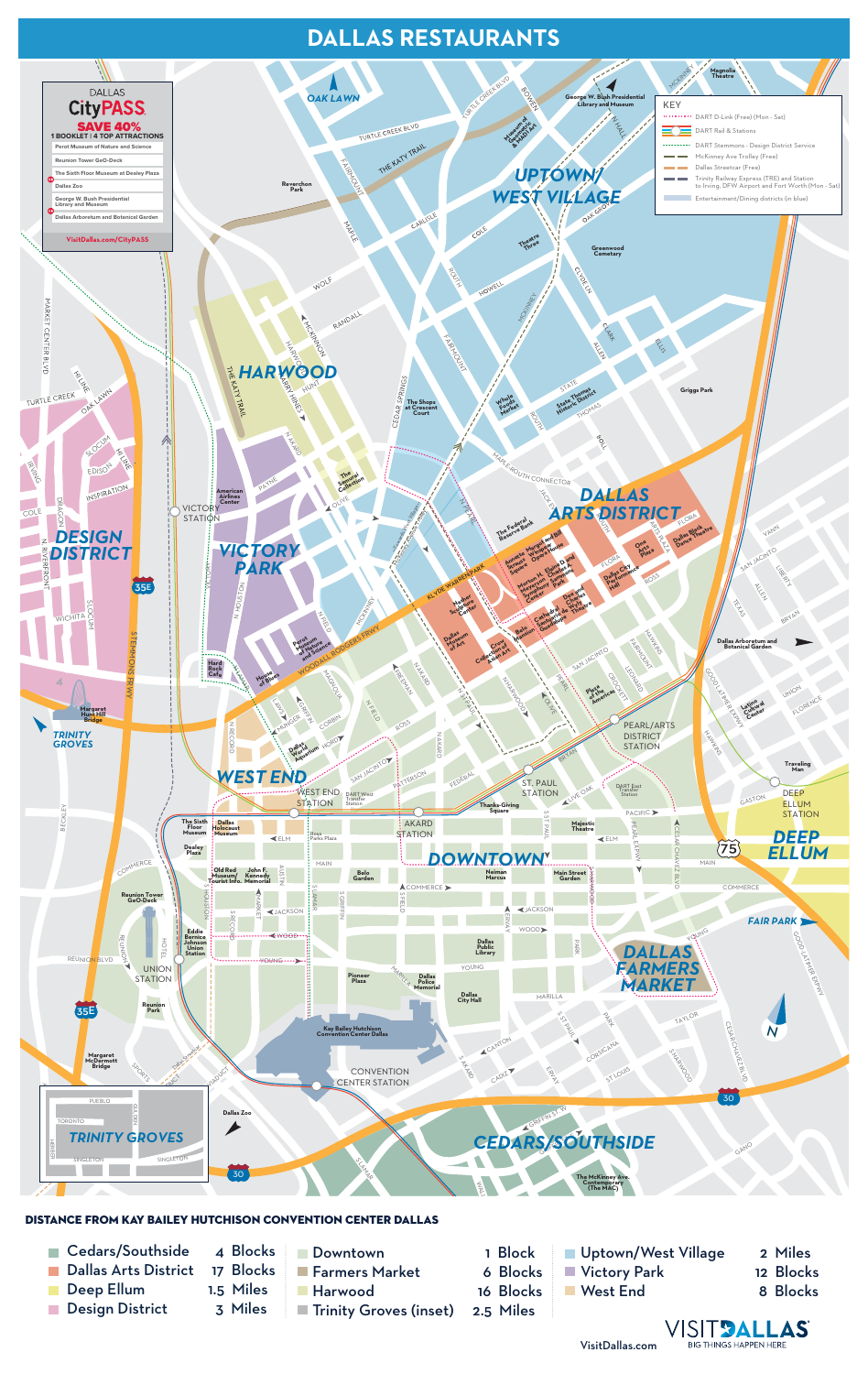# DALLAS RESTAURANTS

DALLAS **CityPASS**

**SAVE 40%**

1 BOOKLET | 4 TOP ATTRACTIONS

- Perot Museum of Nature and Science
- Reunion Tower GeO-Deck
- The Sixth Floor Museum at Dealey Plaza
- Dallas Zoo
- George W. Bush Presidential Library and Museum
- Dallas Arboretum and Botanical Garden

VisitDallas.com/CityPASS

**KEY**

- DART D-Link (Free) (Mon - Sat)
- DART Rail & Stations
- DART Stemmons - Design District Service
- McKinney Ave Trolley (Free)
- Dallas Streetcar (Free)
- Trinity Railway Express (TRE) and Station to Irving, DFW Airport and Fort Worth (Mon - Sat)
- Entertainment/Dining districts (in blue)

OAK LAWN

UPTOWN/ WEST VILLAGE

HARWOOD

DESIGN DISTRICT

VICTORY PARK

DALLAS ARTS DISTRICT

WEST END

DOWNTOWN

DEEP ELLUM

FAIR PARK

DALLAS FARMERS MARKET

TRINITY GROVES

CEDARS/SOUTHSIDE

## DISTANCE FROM KAY BAILEY HUTCHISON CONVENTION CENTER DALLAS

| District | Distance | District | Distance | District | Distance |
|---|---|---|---|---|---|
| Cedars/Southside | 4 Blocks | Downtown | 1 Block | Uptown/West Village | 2 Miles |
| Dallas Arts District | 17 Blocks | Farmers Market | 6 Blocks | Victory Park | 12 Blocks |
| Deep Ellum | 1.5 Miles | Harwood | 16 Blocks | West End | 8 Blocks |
| Design District | 3 Miles | Trinity Groves (inset) | 2.5 Miles | | |

VisitDallas.com

VISIT DALLAS — BIG THINGS HAPPEN HERE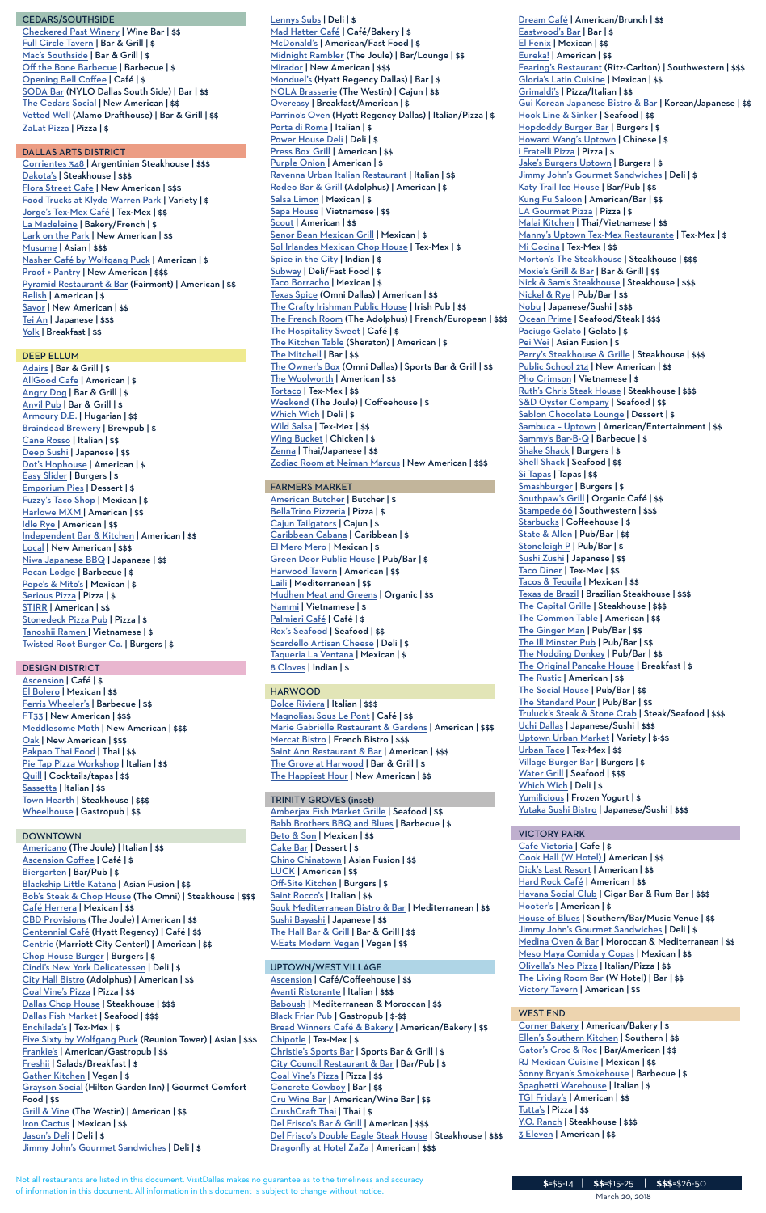## CEDARS/SOUTHSIDE

- Checkered Past Winery | Wine Bar | $$
- Full Circle Tavern | Bar & Grill | $
- Mac's Southside | Bar & Grill | $
- Off the Bone Barbecue | Barbecue | $
- Opening Bell Coffee | Café | $
- SODA Bar (NYLO Dallas South Side) | Bar | $$
- The Cedars Social | New American | $$
- Vetted Well (Alamo Drafthouse) | Bar & Grill | $$
- ZaLat Pizza | Pizza | $

## DALLAS ARTS DISTRICT

- Corrientes 348 | Argentinian Steakhouse | $$$
- Dakota's | Steakhouse | $$$
- Flora Street Cafe | New American | $$$
- Food Trucks at Klyde Warren Park | Variety | $
- Jorge's Tex-Mex Café | Tex-Mex | $$
- La Madeleine | Bakery/French | $
- Lark on the Park | New American | $$
- Musume | Asian | $$$
- Nasher Café by Wolfgang Puck | American | $
- Proof + Pantry | New American | $$$
- Pyramid Restaurant & Bar (Fairmont) | American | $$
- Relish | American | $
- Savor | New American | $$
- Tei An | Japanese | $$$
- Yolk | Breakfast | $$

## DEEP ELLUM

- Adairs | Bar & Grill | $
- AllGood Cafe | American | $
- Angry Dog | Bar & Grill | $
- Anvil Pub | Bar & Grill | $
- Armoury D.E. | Hugarian | $$
- Braindead Brewery | Brewpub | $$
- Cane Rosso | Italian | $$
- Deep Sushi | Japanese | $$
- Dot's Hophouse | American | $
- Easy Slider | Burgers | $
- Emporium Pies | Dessert | $
- Fuzzy's Taco Shop | Mexican | $
- Harlowe MXM | American | $$
- Idle Rye | American | $$
- Independent Bar & Kitchen | American | $$
- Local | New American | $$$
- Niwa Japanese BBQ | Japanese | $$
- Pecan Lodge | Barbecue | $
- Pepe's & Mito's | Mexican | $
- Serious Pizza | Pizza | $
- STIRR | American | $$
- Stonedeck Pizza Pub | Pizza | $
- Tanoshii Ramen | Vietnamese | $
- Twisted Root Burger Co. | Burgers | $

## DESIGN DISTRICT

- Ascension | Café | $
- El Bolero | Mexican | $$
- Ferris Wheeler's | Barbecue | $$
- FT33 | New American | $$$
- Meddlesome Moth | New American | $$$
- Oak | New American | $$$
- Pakpao Thai Food | Thai | $$
- Pie Tap Pizza Workshop | Italian | $$
- Quill | Cocktails/tapas | $$
- Sassetta | Italian | $$
- Town Hearth | Steakhouse | $$$
- Wheelhouse | Gastropub | $$

## DOWNTOWN

- Americano (The Joule) | Italian | $$
- Ascension Coffee | Café | $
- Biergarten | Bar/Pub | $
- Blackship Little Katana | Asian Fusion | $$
- Bob's Steak & Chop House (The Omni) | Steakhouse | $$$
- Café Herrera | Mexican | $
- CBD Provisions (The Joule) | American | $$
- Centennial Café (Hyatt Regency) | Café | $$
- Centric (Marriott City Centerl) | American | $$
- Chop House Burger | Burgers | $
- Cindi's New York Delicatessen | Deli | $
- City Hall Bistro (Adolphus) | American | $$
- Coal Vine's Pizza | Pizza | $$
- Dallas Chop House | Steakhouse | $$$
- Dallas Fish Market | Seafood | $$$
- Enchilada's | Tex-Mex | $
- Five Sixty by Wolfgang Puck (Reunion Tower) | Asian | $$$
- Frankie's | American/Gastropub | $$
- Freshii | Salads/Breakfast | $
- Gather Kitchen | Vegan | $
- Grayson Social (Hilton Garden Inn) | Gourmet Comfort Food | $$
- Grill & Vine (The Westin) | American | $$
- Iron Cactus | Mexican | $$
- Jason's Deli | Deli | $
- Jimmy John's Gourmet Sandwiches | Deli | $
- Lennys Subs | Deli | $
- Mad Hatter Café | Café/Bakery | $
- McDonald's | American/Fast Food | $
- Midnight Rambler (The Joule) | Bar/Lounge | $$
- Mirador | New American | $$$
- Mondeul's (Hyatt Regency Dallas) | Bar | $
- NOLA Brasserie (The Westin) | Cajun | $$
- Overeasy | Breakfast/American | $
- Parrino's Oven (Hyatt Regency Dallas) | Italian/Pizza | $
- Porta di Roma | Italian | $
- Power House Deli | Deli | $
- Press Box Grill | American | $$
- Purple Onion | American | $
- Ravenna Urban Italian Restaurant | Italian | $$
- Rodeo Bar & Grill (Adolphus) | American | $$
- Salsa Limon | Mexican | $
- Sapa House | Vietnamese | $$
- Scout | American | $$
- Senor Bean Mexican Grill | Mexican | $
- Sol Irlandes Mexican Chop House | Tex-Mex | $
- Spice in the City | Indian | $
- Subway | Deli/Fast Food | $
- Taco Borracho | Mexican | $
- Texas Spice (Omni Dallas) | American | $$
- The Crafty Irishman Public House | Irish Pub | $$
- The French Room (The Adolphus) | French/European | $$$
- The Hospitality Sweet | Café | $
- The Kitchen Table (Sheraton) | American | $
- The Mitchell | Bar | $$
- The Owner's Box (Omni Dallas) | Sports Bar & Grill | $$
- The Woolworth | American | $$
- Tortaco | Tex-Mex | $$
- Weekend (The Joule) | Coffeehouse | $
- Which Wich | Deli | $
- Wild Salsa | Tex-Mex | $$
- Wing Bucket | Chicken | $
- Zenna | Thai/Japanese | $$
- Zodiac Room at Neiman Marcus | New American | $$$

## FARMERS MARKET

- American Butcher | Butcher | $
- BellaTrino Pizzeria | Pizza | $
- Cajun Tailgators | Cajun | $
- Caribbean Cabana | Caribbean | $
- El Mero Mero | Mexican | $
- Green Door Public House | Pub/Bar | $
- Harwood Tavern | American | $$
- Laili | Mediterranean | $$
- Mudhen Meat and Greens | Organic | $$
- Nammi | Vietnamese | $
- Palmieri Café | Café | $
- Rex's Seafood | Seafood | $$
- Scardello Artisan Cheese | Deli | $
- Taqueria La Ventana | Mexican | $
- 8 Cloves | Indian | $

## HARWOOD

- Dolce Riviera | Italian | $$$
- Magnolias: Sous Le Pont | Café | $$
- Marie Gabrielle Restaurant & Gardens | American | $$$
- Mercat Bistro | French Bistro | $$$
- Saint Ann Restaurant & Bar | American | $$$
- The Grove at Harwood | Bar & Grill | $
- The Happiest Hour | New American | $$

## TRINITY GROVES (inset)

- Amberjax Fish Market Grille | Seafood | $$
- Babb Brothers BBQ and Blues | Barbecue | $
- Beto & Son | Mexican | $$
- Cake Bar | Dessert | $
- Chino Chinatown | Asian Fusion | $$
- LUCK | American | $$
- Off-Site Kitchen | Burgers | $
- Saint Rocco's | Italian | $$
- Souk Mediterranean Bistro & Bar | Mediterranean | $$
- Sushi Bayashi | Japanese | $$
- The Hall Bar & Grill | Bar & Grill | $$
- V-Eats Modern Vegan | Vegan | $$

## UPTOWN/WEST VILLAGE

- Ascension | Café/Coffeehouse | $$
- Avanti Ristorante | Italian | $$$
- Babouh | Mediterranean & Moroccan | $$
- Black Friar Pub | Gastropub | $-$$
- Bread Winners Café & Bakery | American/Bakery | $$
- Chipotle | Tex-Mex | $
- Christie's Sports Bar | Sports Bar & Grill | $
- City Council Restaurant & Bar | Bar/Pub | $
- Coal Vine's Pizza | Pizza | $$
- Concrete Cowboy | Bar | $$
- Cru Wine Bar | American/Wine Bar | $$
- CrushCraft Thai | Thai | $
- Del Frisco's Bar & Grill | American | $$$
- Del Frisco's Double Eagle Steak House | Steakhouse | $$$
- Dragonfly at Hotel ZaZa | American | $$$
- Dream Café | American/Brunch | $$
- Eastwood's Bar | Bar | $
- El Fenix | Mexican | $$
- Eureka! | American | $$
- Fearing's Restaurant (Ritz-Carlton) | Southwestern | $$$
- Gloria's Latin Cuisine | Mexican | $$
- Grimaldi's | Pizza/Italian | $$
- Gui Korean Japanese Bistro & Bar | Korean/Japanese | $$
- Hook Line & Sinker | Seafood | $$
- Hopdoddy Burger Bar | Burgers | $
- Howard Wang's Uptown | Chinese | $
- i Fratelli Pizza | Pizza | $
- Jake's Burgers Uptown | Burgers | $
- Jimmy John's Gourmet Sandwiches | Deli | $
- Katy Trail Ice House | Bar/Pub | $$
- Kung Fu Saloon | American/Bar | $$
- LA Gourmet Pizza | Pizza | $
- Malai Kitchen | Thai/Vietnamese | $$
- Manny's Uptown Tex-Mex Restaurante | Tex-Mex | $
- Mi Cocina | Tex-Mex | $$
- Morton's The Steakhouse | Steakhouse | $$$
- Moxie's Grill & Bar | Bar & Grill | $$
- Nick & Sam's Steakhouse | Steakhouse | $$$
- Nickel & Rye | Pub/Bar | $$
- Nobu | Japanese/Sushi | $$$
- Ocean Prime | Seafood/Steak | $$$
- Paciugo Gelato | Gelato | $
- Pei Wei | Asian Fusion | $
- Perry's Steakhouse & Grille | Steakhouse | $$$
- Public School 214 | New American | $$
- Pho Crimson | Vietnamese | $
- Ruth's Chris Steak House | Steakhouse | $$$
- S&D Oyster Company | Seafood | $$
- Sablon Chocolate Lounge | Dessert | $
- Sambuca – Uptown | American/Entertainment | $$
- Sammy's Bar-B-Q | Barbecue | $
- Shake Shack | Burgers | $
- Shell Shack | Seafood | $$
- Si Tapas | Tapas | $$
- Smashburger | Burgers | $
- Southpaw's Grill | Organic Café | $$
- Stampede 66 | Southwestern | $$$
- Starbucks | Coffeehouse | $
- State & Allen | Pub/Bar | $$
- Stoneleigh P | Pub/Bar | $
- Sushi Zushi | Japanese | $$
- Taco Diner | Tex-Mex | $$
- Tacos & Tequila | Mexican | $$
- Texas de Brazil | Brazilian Steakhouse | $$$
- The Capital Grille | Steakhouse | $$$
- The Common Table | American | $$
- The Ginger Man | Pub/Bar | $$
- The Ill Minster Pub | Pub/Bar | $$
- The Nodding Donkey | Pub/Bar | $$
- The Original Pancake House | Breakfast | $
- The Rustic | American | $$
- The Social House | Pub/Bar | $$
- The Standard Pour | Pub/Bar | $$
- Truluck's Steak & Stone Crab | Steak/Seafood | $$$
- Uchi Dallas | Japanese/Sushi | $$$
- Uptown Urban Market | Variety | $-$$
- Urban Taco | Tex-Mex | $$
- Village Burger Bar | Burgers | $
- Water Grill | Seafood | $$$
- Which Wich | Deli | $
- Yumilicious | Frozen Yogurt | $
- Yutaka Sushi Bistro | Japanese/Sushi | $$$

## VICTORY PARK

- Cafe Victoria | Cafe | $
- Cook Hall (W Hotel) | American | $$
- Dick's Last Resort | American | $$
- Hard Rock Café | American | $$
- Havana Social Club | Cigar Bar & Rum Bar | $$$
- Hooter's | American | $
- House of Blues | Southern/Bar/Music Venue | $$
- Jimmy John's Gourmet Sandwiches | Deli | $
- Medina Oven & Bar | Moroccan & Mediterranean | $$
- Meso Maya Comida y Copas | Mexican | $$
- Olivella's Neo Pizza | Italian/Pizza | $
- The Living Room Bar (W Hotel) | Bar | $$
- Victory Tavern | American | $$

## WEST END

- Corner Bakery | American/Bakery | $
- Ellen's Southern Kitchen | Southern | $$
- Gator's Croc & Roc | Bar/American | $$
- RJ Mexican Cuisine | Mexican | $$
- Sonny Bryan's Smokehouse | Barbecue | $
- Spaghetti Warehouse | Italian | $
- TGI Friday's | American | $$
- Tutta's | Pizza | $$
- Y.O. Ranch | Steakhouse | $$$
- 3 Eleven | American | $$

Not all restaurants are listed in this document. VisitDallas makes no guarantee as to the timeliness and accuracy of information in this document. All information in this document is subject to change without notice.

**$**=$5-14 | **$$**=$15-25 | **$$$**=$26-50

March 20, 2018